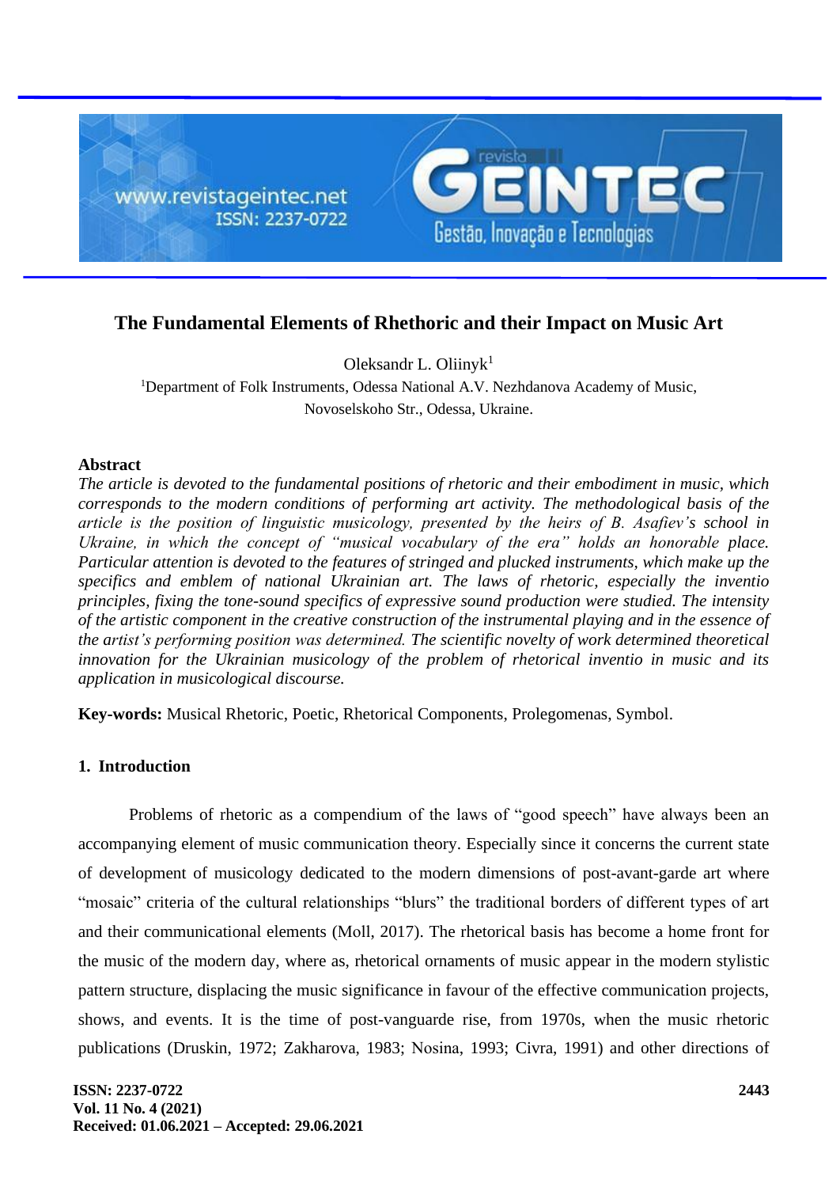# The Fundamental Elements of Rhethoric and their Impact on Music Art

Oleksandr L. Oliinyk[1]

[1]Department of Folk Instruments, Odessa National A.V. Nezhdanova Academy of Music, Novoselskoho Str., Odessa, Ukraine.

**Abstract**

*The article is devoted to the fundamental positions of rhetoric and their embodiment in music, which corresponds to the modern conditions of performing art activity. The methodological basis of the article is the position of linguistic musicology, presented by the heirs of B. Asafiev's school in Ukraine, in which the concept of "musical vocabulary of the era" holds an honorable place. Particular attention is devoted to the features of stringed and plucked instruments, which make up the specifics and emblem of national Ukrainian art. The laws of rhetoric, especially the inventio principles, fixing the tone-sound specifics of expressive sound production were studied. The intensity of the artistic component in the creative construction of the instrumental playing and in the essence of the artist's performing position was determined. The scientific novelty of work determined theoretical innovation for the Ukrainian musicology of the problem of rhetorical inventio in music and its application in musicological discourse.*

**Key-words:** Musical Rhetoric, Poetic, Rhetorical Components, Prolegomenas, Symbol.

## 1. Introduction

Problems of rhetoric as a compendium of the laws of "good speech" have always been an accompanying element of music communication theory. Especially since it concerns the current state of development of musicology dedicated to the modern dimensions of post-avant-garde art where "mosaic" criteria of the cultural relationships "blurs" the traditional borders of different types of art and their communicational elements (Moll, 2017). The rhetorical basis has become a home front for the music of the modern day, where as, rhetorical ornaments of music appear in the modern stylistic pattern structure, displacing the music significance in favour of the effective communication projects, shows, and events. It is the time of post-vanguarde rise, from 1970s, when the music rhetoric publications (Druskin, 1972; Zakharova, 1983; Nosina, 1993; Civra, 1991) and other directions of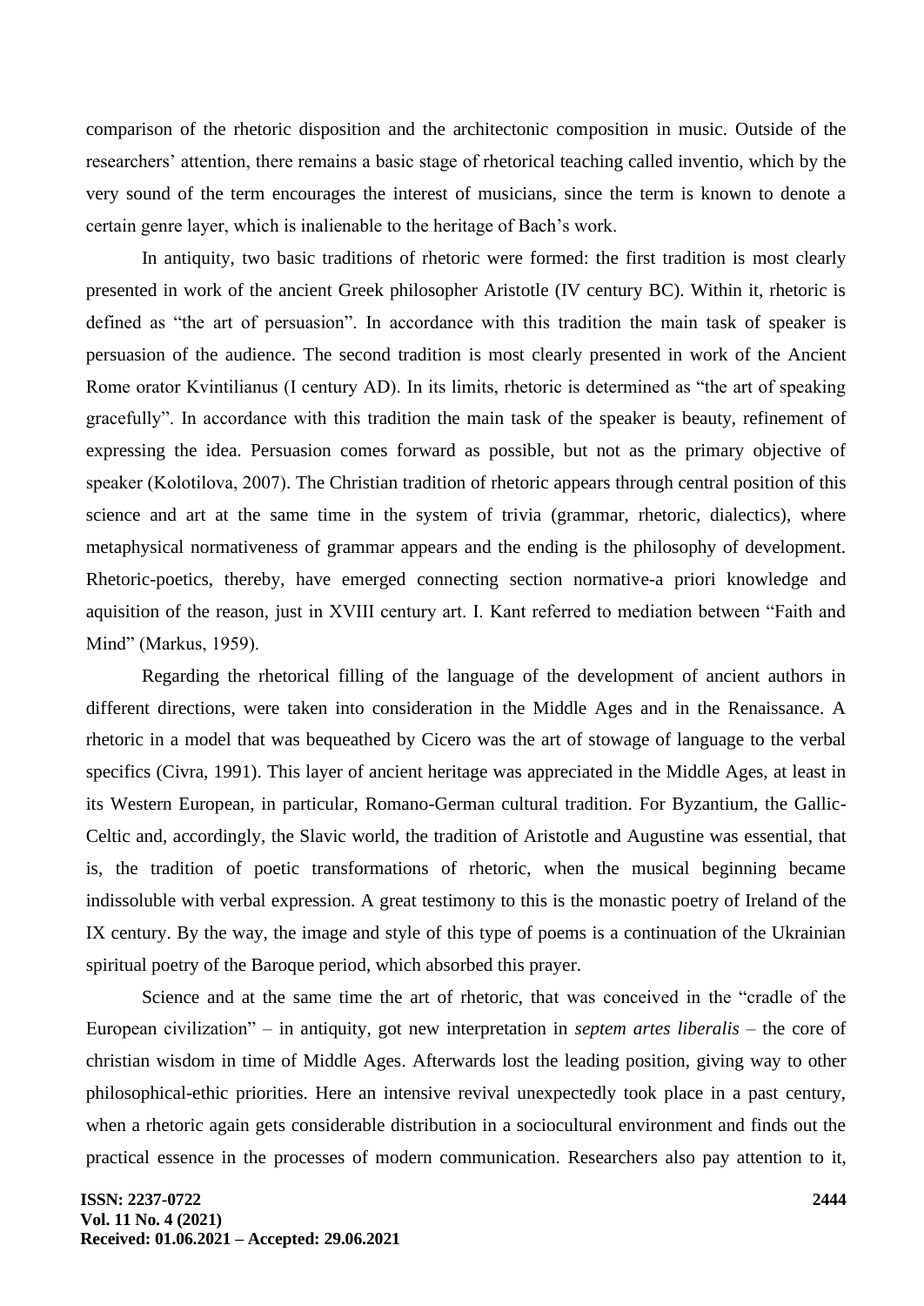comparison of the rhetoric disposition and the architectonic composition in music. Outside of the researchers' attention, there remains a basic stage of rhetorical teaching called inventio, which by the very sound of the term encourages the interest of musicians, since the term is known to denote a certain genre layer, which is inalienable to the heritage of Bach's work.

In antiquity, two basic traditions of rhetoric were formed: the first tradition is most clearly presented in work of the ancient Greek philosopher Aristotle (IV century BC). Within it, rhetoric is defined as "the art of persuasion". In accordance with this tradition the main task of speaker is persuasion of the audience. The second tradition is most clearly presented in work of the Ancient Rome orator Kvintilianus (I century AD). In its limits, rhetoric is determined as "the art of speaking gracefully". In accordance with this tradition the main task of the speaker is beauty, refinement of expressing the idea. Persuasion comes forward as possible, but not as the primary objective of speaker (Kolotilova, 2007). The Christian tradition of rhetoric appears through central position of this science and art at the same time in the system of trivia (grammar, rhetoric, dialectics), where metaphysical normativeness of grammar appears and the ending is the philosophy of development. Rhetoric-poetics, thereby, have emerged connecting section normative-a priori knowledge and aquisition of the reason, just in XVIII century art. I. Kant referred to mediation between "Faith and Mind" (Markus, 1959).

Regarding the rhetorical filling of the language of the development of ancient authors in different directions, were taken into consideration in the Middle Ages and in the Renaissance. A rhetoric in a model that was bequeathed by Cicero was the art of stowage of language to the verbal specifics (Civra, 1991). This layer of ancient heritage was appreciated in the Middle Ages, at least in its Western European, in particular, Romano-German cultural tradition. For Byzantium, the Gallic-Celtic and, accordingly, the Slavic world, the tradition of Aristotle and Augustine was essential, that is, the tradition of poetic transformations of rhetoric, when the musical beginning became indissoluble with verbal expression. A great testimony to this is the monastic poetry of Ireland of the IX century. By the way, the image and style of this type of poems is a continuation of the Ukrainian spiritual poetry of the Baroque period, which absorbed this prayer.

Science and at the same time the art of rhetoric, that was conceived in the "cradle of the European civilization" – in antiquity, got new interpretation in *septem artes liberalis* – the core of christian wisdom in time of Middle Ages. Afterwards lost the leading position, giving way to other philosophical-ethic priorities. Here an intensive revival unexpectedly took place in a past century, when a rhetoric again gets considerable distribution in a sociocultural environment and finds out the practical essence in the processes of modern communication. Researchers also pay attention to it,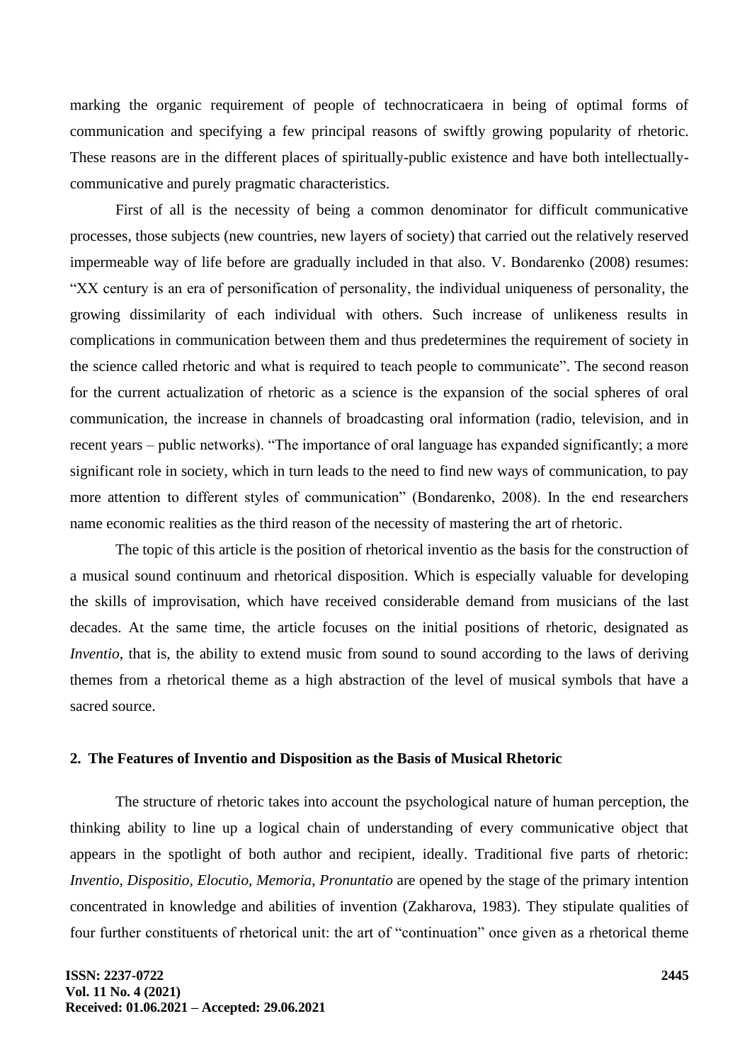marking the organic requirement of people of technocraticaera in being of optimal forms of communication and specifying a few principal reasons of swiftly growing popularity of rhetoric. These reasons are in the different places of spiritually-public existence and have both intellectually-communicative and purely pragmatic characteristics.

First of all is the necessity of being a common denominator for difficult communicative processes, those subjects (new countries, new layers of society) that carried out the relatively reserved impermeable way of life before are gradually included in that also. V. Bondarenko (2008) resumes: "XX century is an era of personification of personality, the individual uniqueness of personality, the growing dissimilarity of each individual with others. Such increase of unlikeness results in complications in communication between them and thus predetermines the requirement of society in the science called rhetoric and what is required to teach people to communicate". The second reason for the current actualization of rhetoric as a science is the expansion of the social spheres of oral communication, the increase in channels of broadcasting oral information (radio, television, and in recent years – public networks). "The importance of oral language has expanded significantly; a more significant role in society, which in turn leads to the need to find new ways of communication, to pay more attention to different styles of communication" (Bondarenko, 2008). In the end researchers name economic realities as the third reason of the necessity of mastering the art of rhetoric.

The topic of this article is the position of rhetorical inventio as the basis for the construction of a musical sound continuum and rhetorical disposition. Which is especially valuable for developing the skills of improvisation, which have received considerable demand from musicians of the last decades. At the same time, the article focuses on the initial positions of rhetoric, designated as *Inventio*, that is, the ability to extend music from sound to sound according to the laws of deriving themes from a rhetorical theme as a high abstraction of the level of musical symbols that have a sacred source.

## 2. The Features of Inventio and Disposition as the Basis of Musical Rhetoric

The structure of rhetoric takes into account the psychological nature of human perception, the thinking ability to line up a logical chain of understanding of every communicative object that appears in the spotlight of both author and recipient, ideally. Traditional five parts of rhetoric: *Inventio, Dispositio, Elocutio, Memoria, Pronuntatio* are opened by the stage of the primary intention concentrated in knowledge and abilities of invention (Zakharova, 1983). They stipulate qualities of four further constituents of rhetorical unit: the art of "continuation" once given as a rhetorical theme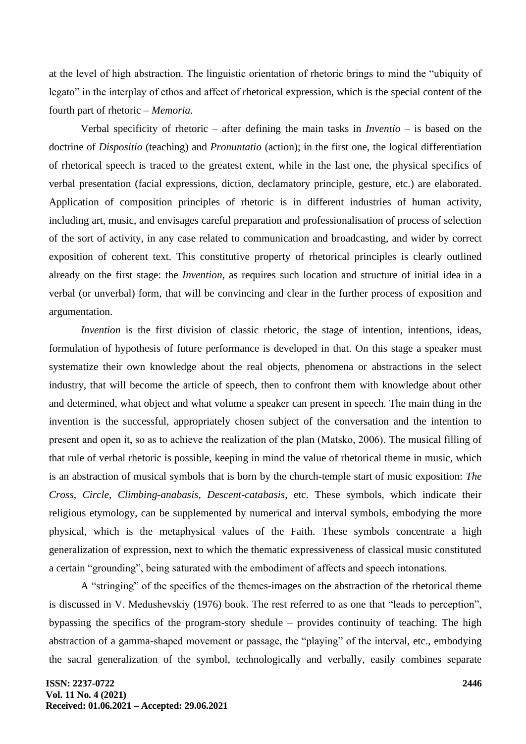at the level of high abstraction. The linguistic orientation of rhetoric brings to mind the "ubiquity of legato" in the interplay of ethos and affect of rhetorical expression, which is the special content of the fourth part of rhetoric – *Memoria*.

Verbal specificity of rhetoric – after defining the main tasks in *Inventio* – is based on the doctrine of *Dispositio* (teaching) and *Pronuntatio* (action); in the first one, the logical differentiation of rhetorical speech is traced to the greatest extent, while in the last one, the physical specifics of verbal presentation (facial expressions, diction, declamatory principle, gesture, etc.) are elaborated. Application of composition principles of rhetoric is in different industries of human activity, including art, music, and envisages careful preparation and professionalisation of process of selection of the sort of activity, in any case related to communication and broadcasting, and wider by correct exposition of coherent text. This constitutive property of rhetorical principles is clearly outlined already on the first stage: the *Invention*, as requires such location and structure of initial idea in a verbal (or unverbal) form, that will be convincing and clear in the further process of exposition and argumentation.

*Invention* is the first division of classic rhetoric, the stage of intention, intentions, ideas, formulation of hypothesis of future performance is developed in that. On this stage a speaker must systematize their own knowledge about the real objects, phenomena or abstractions in the select industry, that will become the article of speech, then to confront them with knowledge about other and determined, what object and what volume a speaker can present in speech. The main thing in the invention is the successful, appropriately chosen subject of the conversation and the intention to present and open it, so as to achieve the realization of the plan (Matsko, 2006). The musical filling of that rule of verbal rhetoric is possible, keeping in mind the value of rhetorical theme in music, which is an abstraction of musical symbols that is born by the church-temple start of music exposition: *The Cross, Circle, Climbing-anabasis, Descent-catabasis*, etc. These symbols, which indicate their religious etymology, can be supplemented by numerical and interval symbols, embodying the more physical, which is the metaphysical values of the Faith. These symbols concentrate a high generalization of expression, next to which the thematic expressiveness of classical music constituted a certain "grounding", being saturated with the embodiment of affects and speech intonations.

A "stringing" of the specifics of the themes-images on the abstraction of the rhetorical theme is discussed in V. Medushevskiy (1976) book. The rest referred to as one that "leads to perception", bypassing the specifics of the program-story shedule – provides continuity of teaching. The high abstraction of a gamma-shaped movement or passage, the "playing" of the interval, etc., embodying the sacral generalization of the symbol, technologically and verbally, easily combines separate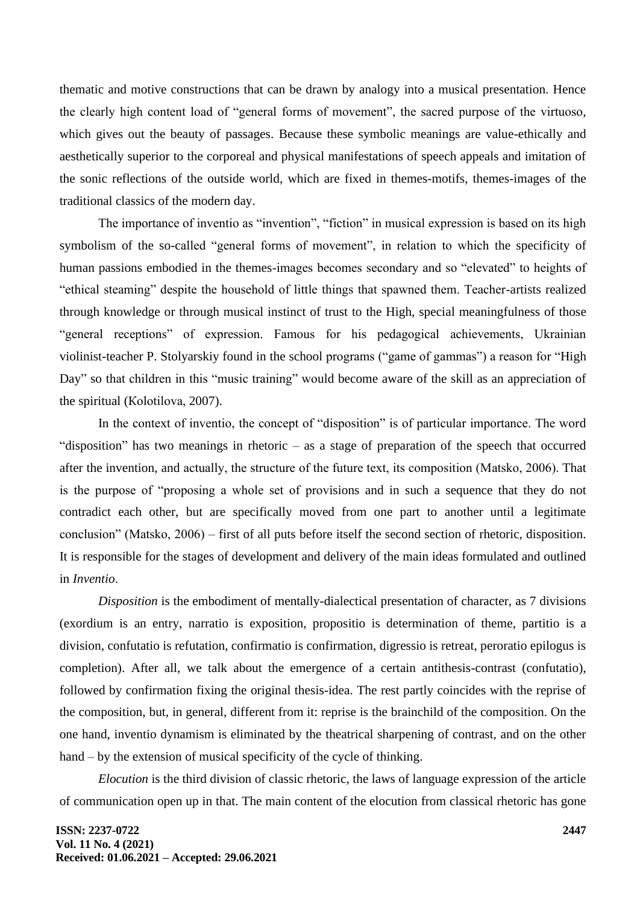thematic and motive constructions that can be drawn by analogy into a musical presentation. Hence the clearly high content load of "general forms of movement", the sacred purpose of the virtuoso, which gives out the beauty of passages. Because these symbolic meanings are value-ethically and aesthetically superior to the corporeal and physical manifestations of speech appeals and imitation of the sonic reflections of the outside world, which are fixed in themes-motifs, themes-images of the traditional classics of the modern day.

The importance of inventio as "invention", "fiction" in musical expression is based on its high symbolism of the so-called "general forms of movement", in relation to which the specificity of human passions embodied in the themes-images becomes secondary and so "elevated" to heights of "ethical steaming" despite the household of little things that spawned them. Teacher-artists realized through knowledge or through musical instinct of trust to the High, special meaningfulness of those "general receptions" of expression. Famous for his pedagogical achievements, Ukrainian violinist-teacher P. Stolyarskiy found in the school programs ("game of gammas") a reason for "High Day" so that children in this "music training" would become aware of the skill as an appreciation of the spiritual (Kolotilova, 2007).

In the context of inventio, the concept of "disposition" is of particular importance. The word "disposition" has two meanings in rhetoric – as a stage of preparation of the speech that occurred after the invention, and actually, the structure of the future text, its composition (Matsko, 2006). That is the purpose of "proposing a whole set of provisions and in such a sequence that they do not contradict each other, but are specifically moved from one part to another until a legitimate conclusion" (Matsko, 2006) – first of all puts before itself the second section of rhetoric, disposition. It is responsible for the stages of development and delivery of the main ideas formulated and outlined in *Inventio*.

*Disposition* is the embodiment of mentally-dialectical presentation of character, as 7 divisions (exordium is an entry, narratio is exposition, propositio is determination of theme, partitio is a division, confutatio is refutation, confirmatio is confirmation, digressio is retreat, peroratio epilogus is completion). After all, we talk about the emergence of a certain antithesis-contrast (confutatio), followed by confirmation fixing the original thesis-idea. The rest partly coincides with the reprise of the composition, but, in general, different from it: reprise is the brainchild of the composition. On the one hand, inventio dynamism is eliminated by the theatrical sharpening of contrast, and on the other hand – by the extension of musical specificity of the cycle of thinking.

*Elocution* is the third division of classic rhetoric, the laws of language expression of the article of communication open up in that. The main content of the elocution from classical rhetoric has gone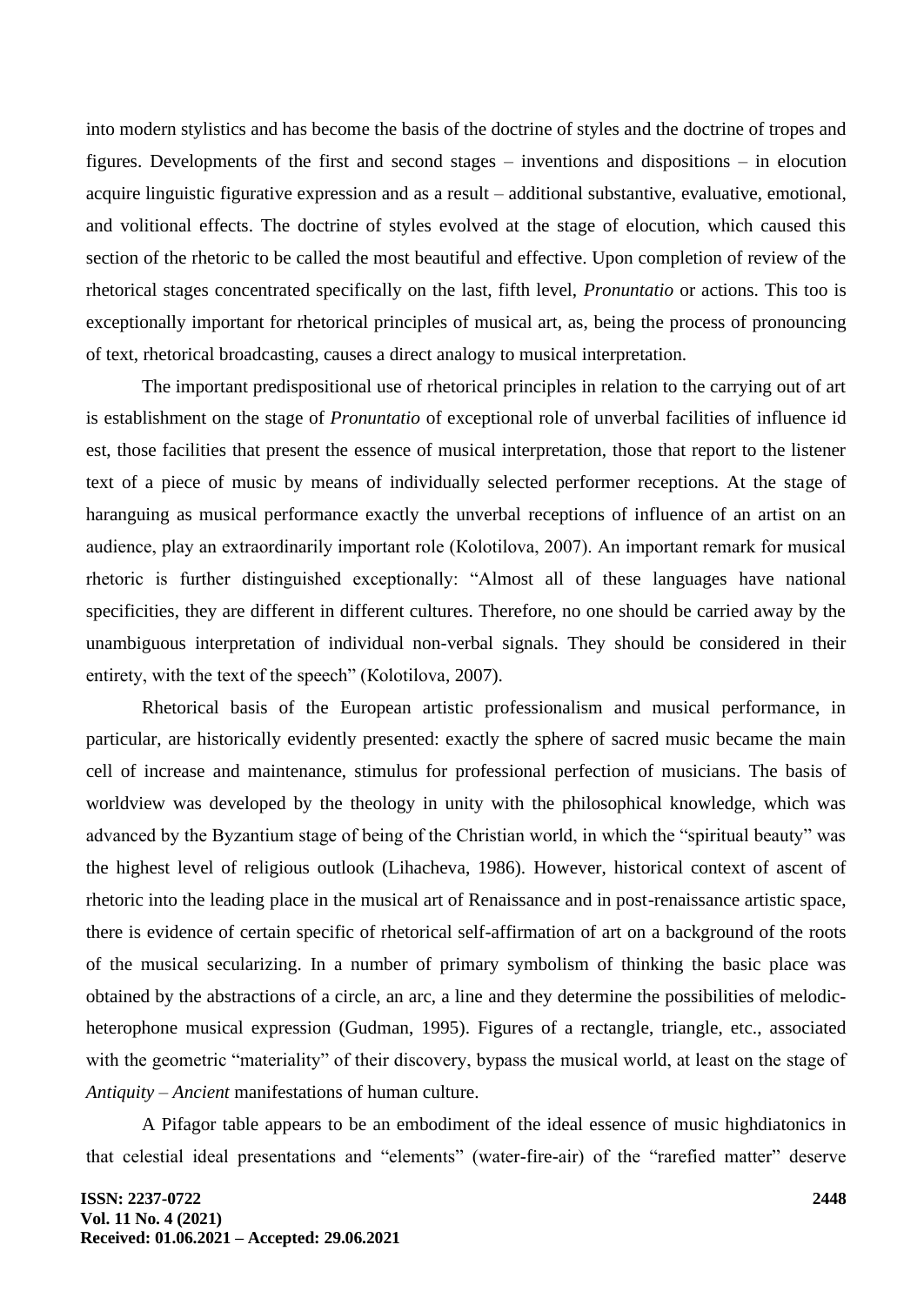into modern stylistics and has become the basis of the doctrine of styles and the doctrine of tropes and figures. Developments of the first and second stages – inventions and dispositions – in elocution acquire linguistic figurative expression and as a result – additional substantive, evaluative, emotional, and volitional effects. The doctrine of styles evolved at the stage of elocution, which caused this section of the rhetoric to be called the most beautiful and effective. Upon completion of review of the rhetorical stages concentrated specifically on the last, fifth level, *Pronuntatio* or actions. This too is exceptionally important for rhetorical principles of musical art, as, being the process of pronouncing of text, rhetorical broadcasting, causes a direct analogy to musical interpretation.

The important predispositional use of rhetorical principles in relation to the carrying out of art is establishment on the stage of *Pronuntatio* of exceptional role of unverbal facilities of influence id est, those facilities that present the essence of musical interpretation, those that report to the listener text of a piece of music by means of individually selected performer receptions. At the stage of haranguing as musical performance exactly the unverbal receptions of influence of an artist on an audience, play an extraordinarily important role (Kolotilova, 2007). An important remark for musical rhetoric is further distinguished exceptionally: "Almost all of these languages have national specificities, they are different in different cultures. Therefore, no one should be carried away by the unambiguous interpretation of individual non-verbal signals. They should be considered in their entirety, with the text of the speech" (Kolotilova, 2007).

Rhetorical basis of the European artistic professionalism and musical performance, in particular, are historically evidently presented: exactly the sphere of sacred music became the main cell of increase and maintenance, stimulus for professional perfection of musicians. The basis of worldview was developed by the theology in unity with the philosophical knowledge, which was advanced by the Byzantium stage of being of the Christian world, in which the "spiritual beauty" was the highest level of religious outlook (Lihacheva, 1986). However, historical context of ascent of rhetoric into the leading place in the musical art of Renaissance and in post-renaissance artistic space, there is evidence of certain specific of rhetorical self-affirmation of art on a background of the roots of the musical secularizing. In a number of primary symbolism of thinking the basic place was obtained by the abstractions of a circle, an arc, a line and they determine the possibilities of melodic-heterophone musical expression (Gudman, 1995). Figures of a rectangle, triangle, etc., associated with the geometric "materiality" of their discovery, bypass the musical world, at least on the stage of *Antiquity – Ancient* manifestations of human culture.

A Pifagor table appears to be an embodiment of the ideal essence of music highdiatonics in that celestial ideal presentations and "elements" (water-fire-air) of the "rarefied matter" deserve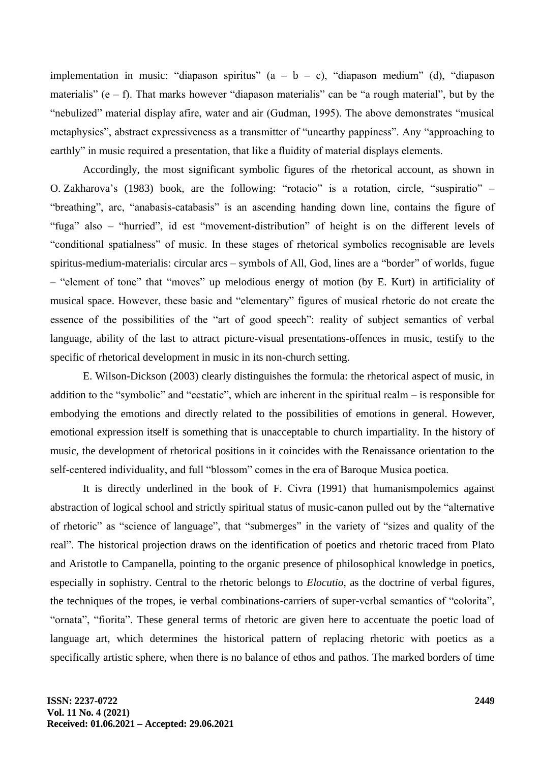implementation in music: “diapason spiritus” (a – b – c), “diapason medium” (d), “diapason materialis” (e – f). That marks however “diapason materialis” can be “a rough material”, but by the “nebulized” material display afire, water and air (Gudman, 1995). The above demonstrates “musical metaphysics”, abstract expressiveness as a transmitter of “unearthy pappiness”. Any “approaching to earthly” in music required a presentation, that like a fluidity of material displays elements.

Accordingly, the most significant symbolic figures of the rhetorical account, as shown in O. Zakharova’s (1983) book, are the following: “rotacio” is a rotation, circle, “suspiratio” – “breathing”, arc, “anabasis-catabasis” is an ascending handing down line, contains the figure of “fuga” also – “hurried”, id est “movement-distribution” of height is on the different levels of “conditional spatialness” of music. In these stages of rhetorical symbolics recognisable are levels spiritus-medium-materialis: circular arcs – symbols of All, God, lines are a “border” of worlds, fugue – “element of tone” that “moves” up melodious energy of motion (by E. Kurt) in artificiality of musical space. However, these basic and “elementary” figures of musical rhetoric do not create the essence of the possibilities of the “art of good speech”: reality of subject semantics of verbal language, ability of the last to attract picture-visual presentations-offences in music, testify to the specific of rhetorical development in music in its non-church setting.

E. Wilson-Dickson (2003) clearly distinguishes the formula: the rhetorical aspect of music, in addition to the “symbolic” and “ecstatic”, which are inherent in the spiritual realm – is responsible for embodying the emotions and directly related to the possibilities of emotions in general. However, emotional expression itself is something that is unacceptable to church impartiality. In the history of music, the development of rhetorical positions in it coincides with the Renaissance orientation to the self-centered individuality, and full “blossom” comes in the era of Baroque Musica poetica.

It is directly underlined in the book of F. Civra (1991) that humanismpolemics against abstraction of logical school and strictly spiritual status of music-canon pulled out by the “alternative of rhetoric” as “science of language”, that “submerges” in the variety of “sizes and quality of the real”. The historical projection draws on the identification of poetics and rhetoric traced from Plato and Aristotle to Campanella, pointing to the organic presence of philosophical knowledge in poetics, especially in sophistry. Central to the rhetoric belongs to *Elocutio*, as the doctrine of verbal figures, the techniques of the tropes, ie verbal combinations-carriers of super-verbal semantics of “colorita”, “ornata”, “fiorita”. These general terms of rhetoric are given here to accentuate the poetic load of language art, which determines the historical pattern of replacing rhetoric with poetics as a specifically artistic sphere, when there is no balance of ethos and pathos. The marked borders of time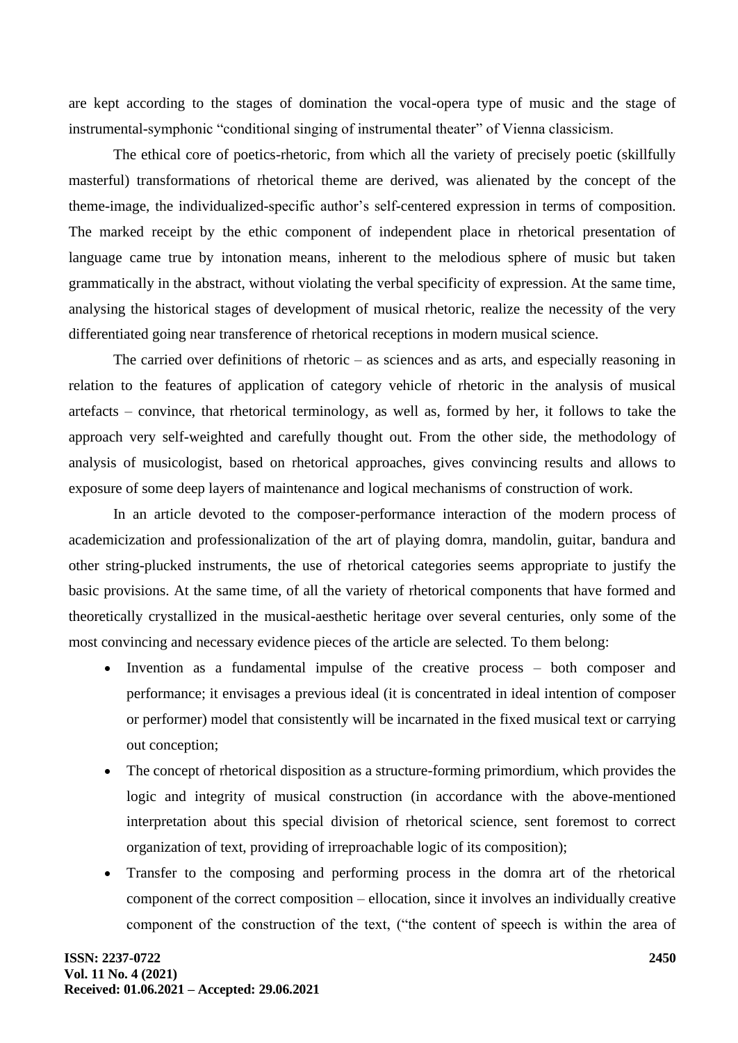are kept according to the stages of domination the vocal-opera type of music and the stage of instrumental-symphonic "conditional singing of instrumental theater" of Vienna classicism.

The ethical core of poetics-rhetoric, from which all the variety of precisely poetic (skillfully masterful) transformations of rhetorical theme are derived, was alienated by the concept of the theme-image, the individualized-specific author's self-centered expression in terms of composition. The marked receipt by the ethic component of independent place in rhetorical presentation of language came true by intonation means, inherent to the melodious sphere of music but taken grammatically in the abstract, without violating the verbal specificity of expression. At the same time, analysing the historical stages of development of musical rhetoric, realize the necessity of the very differentiated going near transference of rhetorical receptions in modern musical science.

The carried over definitions of rhetoric – as sciences and as arts, and especially reasoning in relation to the features of application of category vehicle of rhetoric in the analysis of musical artefacts – convince, that rhetorical terminology, as well as, formed by her, it follows to take the approach very self-weighted and carefully thought out. From the other side, the methodology of analysis of musicologist, based on rhetorical approaches, gives convincing results and allows to exposure of some deep layers of maintenance and logical mechanisms of construction of work.

In an article devoted to the composer-performance interaction of the modern process of academicization and professionalization of the art of playing domra, mandolin, guitar, bandura and other string-plucked instruments, the use of rhetorical categories seems appropriate to justify the basic provisions. At the same time, of all the variety of rhetorical components that have formed and theoretically crystallized in the musical-aesthetic heritage over several centuries, only some of the most convincing and necessary evidence pieces of the article are selected. To them belong:

- Invention as a fundamental impulse of the creative process – both composer and performance; it envisages a previous ideal (it is concentrated in ideal intention of composer or performer) model that consistently will be incarnated in the fixed musical text or carrying out conception;
- The concept of rhetorical disposition as a structure-forming primordium, which provides the logic and integrity of musical construction (in accordance with the above-mentioned interpretation about this special division of rhetorical science, sent foremost to correct organization of text, providing of irreproachable logic of its composition);
- Transfer to the composing and performing process in the domra art of the rhetorical component of the correct composition – ellocation, since it involves an individually creative component of the construction of the text, ("the content of speech is within the area of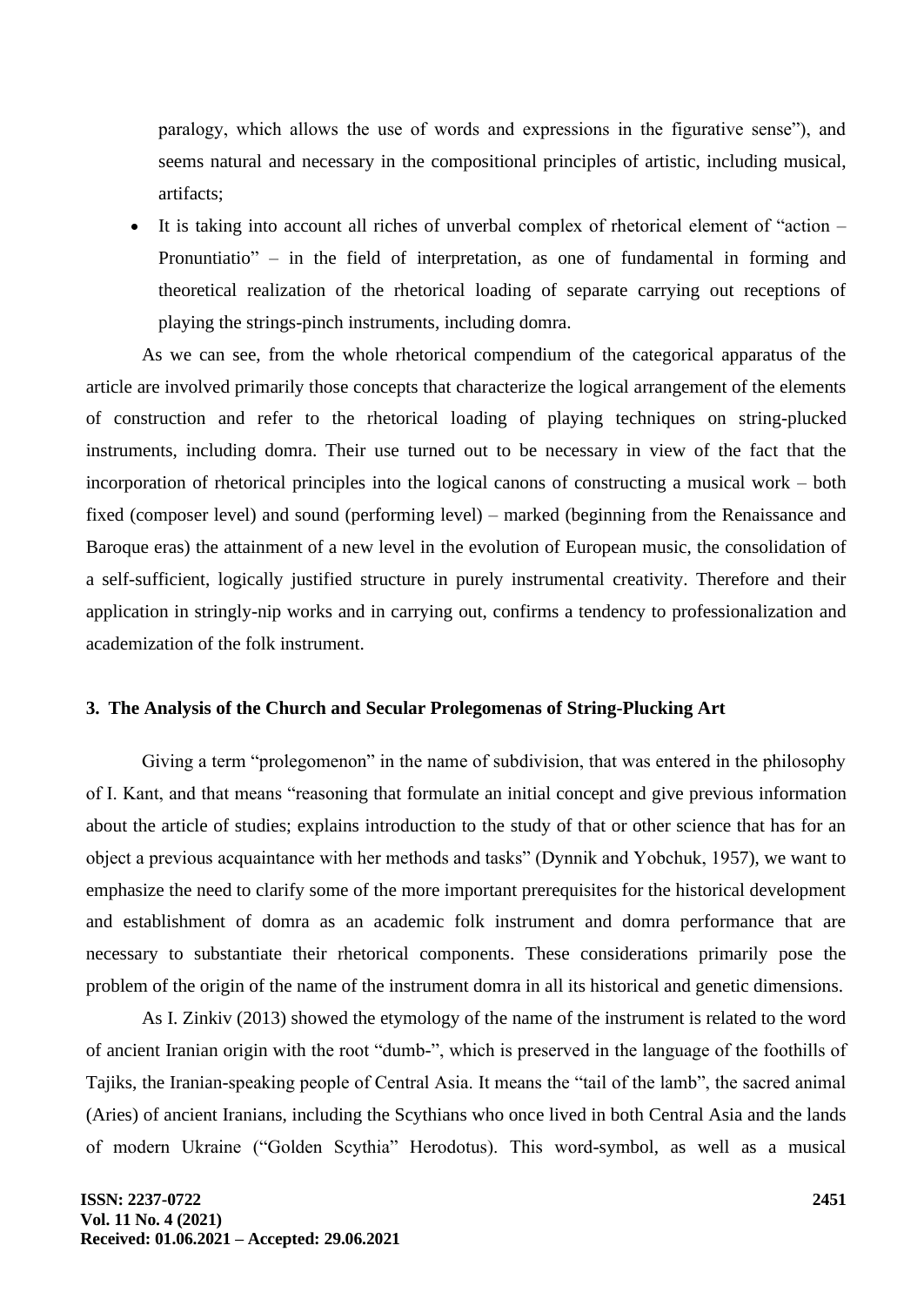paralogy, which allows the use of words and expressions in the figurative sense"), and seems natural and necessary in the compositional principles of artistic, including musical, artifacts;

- It is taking into account all riches of unverbal complex of rhetorical element of "action – Pronuntiatio" – in the field of interpretation, as one of fundamental in forming and theoretical realization of the rhetorical loading of separate carrying out receptions of playing the strings-pinch instruments, including domra.

As we can see, from the whole rhetorical compendium of the categorical apparatus of the article are involved primarily those concepts that characterize the logical arrangement of the elements of construction and refer to the rhetorical loading of playing techniques on string-plucked instruments, including domra. Their use turned out to be necessary in view of the fact that the incorporation of rhetorical principles into the logical canons of constructing a musical work – both fixed (composer level) and sound (performing level) – marked (beginning from the Renaissance and Baroque eras) the attainment of a new level in the evolution of European music, the consolidation of a self-sufficient, logically justified structure in purely instrumental creativity. Therefore and their application in stringly-nip works and in carrying out, confirms a tendency to professionalization and academization of the folk instrument.

## 3. The Analysis of the Church and Secular Prolegomenas of String-Plucking Art

Giving a term "prolegomenon" in the name of subdivision, that was entered in the philosophy of I. Kant, and that means "reasoning that formulate an initial concept and give previous information about the article of studies; explains introduction to the study of that or other science that has for an object a previous acquaintance with her methods and tasks" (Dynnik and Yobchuk, 1957), we want to emphasize the need to clarify some of the more important prerequisites for the historical development and establishment of domra as an academic folk instrument and domra performance that are necessary to substantiate their rhetorical components. These considerations primarily pose the problem of the origin of the name of the instrument domra in all its historical and genetic dimensions.

As I. Zinkiv (2013) showed the etymology of the name of the instrument is related to the word of ancient Iranian origin with the root "dumb-", which is preserved in the language of the foothills of Tajiks, the Iranian-speaking people of Central Asia. It means the "tail of the lamb", the sacred animal (Aries) of ancient Iranians, including the Scythians who once lived in both Central Asia and the lands of modern Ukraine ("Golden Scythia" Herodotus). This word-symbol, as well as a musical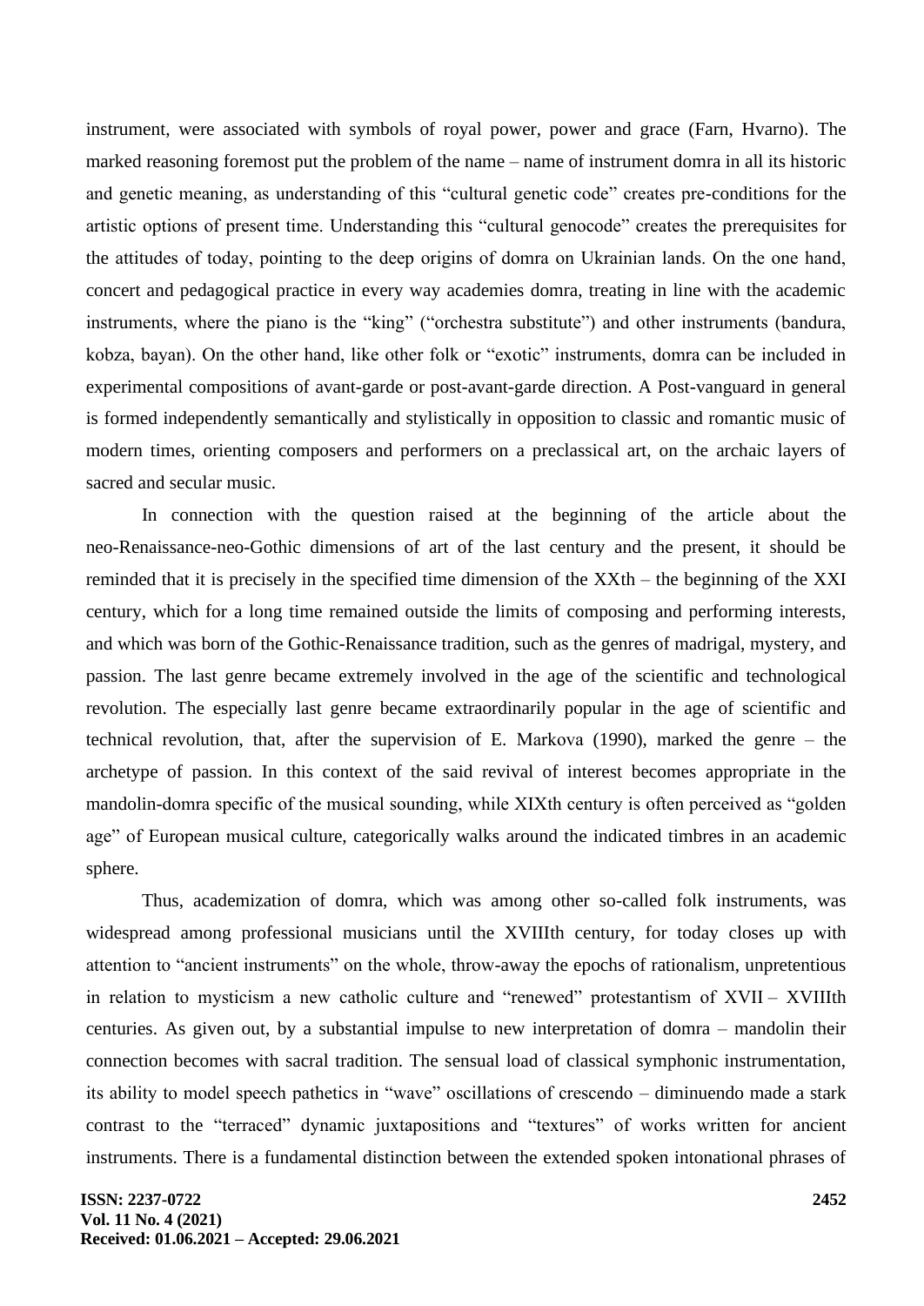instrument, were associated with symbols of royal power, power and grace (Farn, Hvarno). The marked reasoning foremost put the problem of the name – name of instrument domra in all its historic and genetic meaning, as understanding of this "cultural genetic code" creates pre-conditions for the artistic options of present time. Understanding this "cultural genocode" creates the prerequisites for the attitudes of today, pointing to the deep origins of domra on Ukrainian lands. On the one hand, concert and pedagogical practice in every way academies domra, treating in line with the academic instruments, where the piano is the "king" ("orchestra substitute") and other instruments (bandura, kobza, bayan). On the other hand, like other folk or "exotic" instruments, domra can be included in experimental compositions of avant-garde or post-avant-garde direction. A Post-vanguard in general is formed independently semantically and stylistically in opposition to classic and romantic music of modern times, orienting composers and performers on a preclassical art, on the archaic layers of sacred and secular music.

In connection with the question raised at the beginning of the article about the neo-Renaissance-neo-Gothic dimensions of art of the last century and the present, it should be reminded that it is precisely in the specified time dimension of the XXth – the beginning of the XXI century, which for a long time remained outside the limits of composing and performing interests, and which was born of the Gothic-Renaissance tradition, such as the genres of madrigal, mystery, and passion. The last genre became extremely involved in the age of the scientific and technological revolution. The especially last genre became extraordinarily popular in the age of scientific and technical revolution, that, after the supervision of E. Markova (1990), marked the genre – the archetype of passion. In this context of the said revival of interest becomes appropriate in the mandolin-domra specific of the musical sounding, while XIXth century is often perceived as "golden age" of European musical culture, categorically walks around the indicated timbres in an academic sphere.

Thus, academization of domra, which was among other so-called folk instruments, was widespread among professional musicians until the XVIIIth century, for today closes up with attention to "ancient instruments" on the whole, throw-away the epochs of rationalism, unpretentious in relation to mysticism a new catholic culture and "renewed" protestantism of XVII – XVIIIth centuries. As given out, by a substantial impulse to new interpretation of domra – mandolin their connection becomes with sacral tradition. The sensual load of classical symphonic instrumentation, its ability to model speech pathetics in "wave" oscillations of crescendo – diminuendo made a stark contrast to the "terraced" dynamic juxtapositions and "textures" of works written for ancient instruments. There is a fundamental distinction between the extended spoken intonational phrases of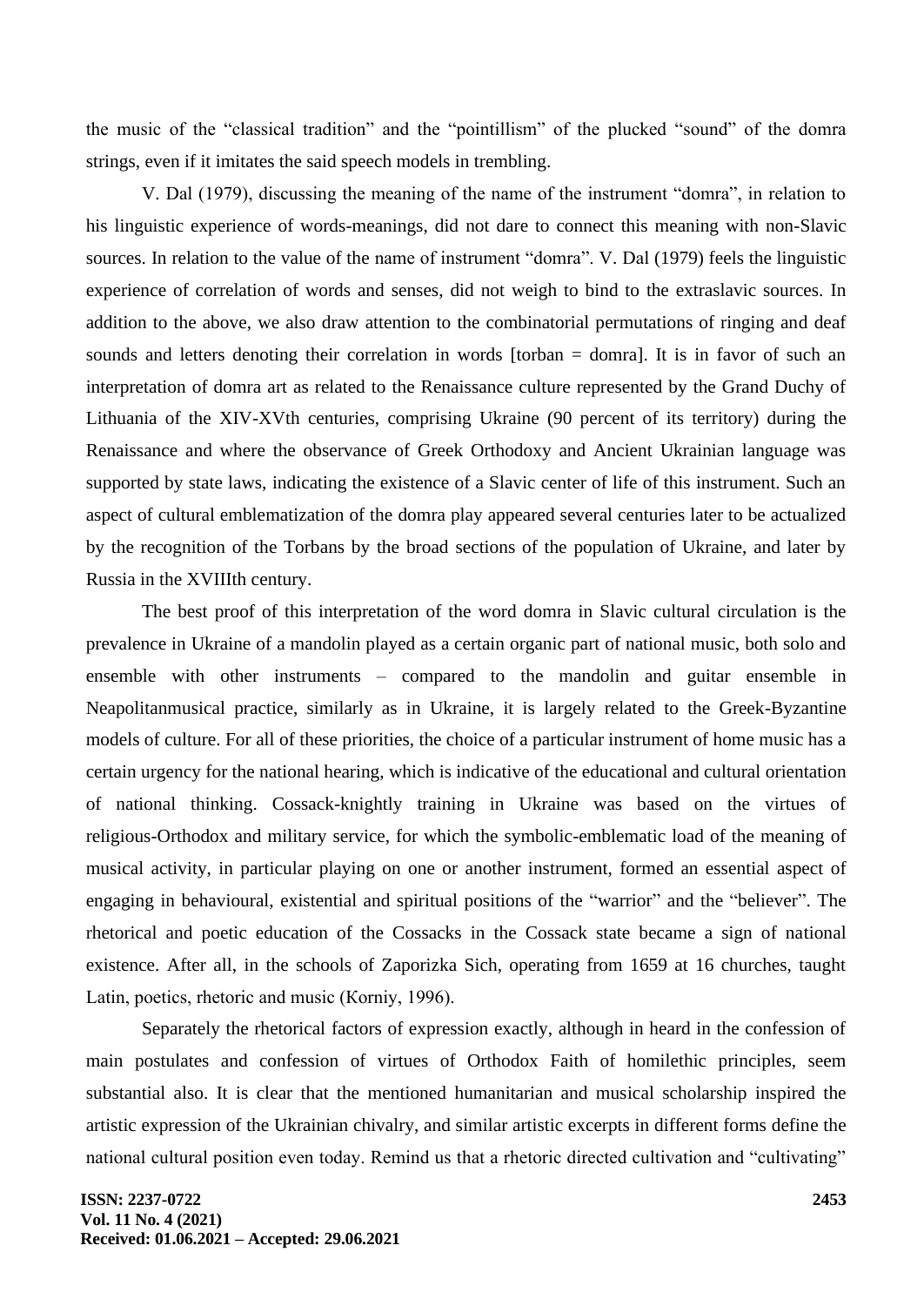the music of the "classical tradition" and the "pointillism" of the plucked "sound" of the domra strings, even if it imitates the said speech models in trembling.

V. Dal (1979), discussing the meaning of the name of the instrument "domra", in relation to his linguistic experience of words-meanings, did not dare to connect this meaning with non-Slavic sources. In relation to the value of the name of instrument "domra". V. Dal (1979) feels the linguistic experience of correlation of words and senses, did not weigh to bind to the extraslavic sources. In addition to the above, we also draw attention to the combinatorial permutations of ringing and deaf sounds and letters denoting their correlation in words [torban = domra]. It is in favor of such an interpretation of domra art as related to the Renaissance culture represented by the Grand Duchy of Lithuania of the XIV-XVth centuries, comprising Ukraine (90 percent of its territory) during the Renaissance and where the observance of Greek Orthodoxy and Ancient Ukrainian language was supported by state laws, indicating the existence of a Slavic center of life of this instrument. Such an aspect of cultural emblematization of the domra play appeared several centuries later to be actualized by the recognition of the Torbans by the broad sections of the population of Ukraine, and later by Russia in the XVIIIth century.

The best proof of this interpretation of the word domra in Slavic cultural circulation is the prevalence in Ukraine of a mandolin played as a certain organic part of national music, both solo and ensemble with other instruments – compared to the mandolin and guitar ensemble in Neapolitanmusical practice, similarly as in Ukraine, it is largely related to the Greek-Byzantine models of culture. For all of these priorities, the choice of a particular instrument of home music has a certain urgency for the national hearing, which is indicative of the educational and cultural orientation of national thinking. Cossack-knightly training in Ukraine was based on the virtues of religious-Orthodox and military service, for which the symbolic-emblematic load of the meaning of musical activity, in particular playing on one or another instrument, formed an essential aspect of engaging in behavioural, existential and spiritual positions of the "warrior" and the "believer". The rhetorical and poetic education of the Cossacks in the Cossack state became a sign of national existence. After all, in the schools of Zaporizka Sich, operating from 1659 at 16 churches, taught Latin, poetics, rhetoric and music (Korniy, 1996).

Separately the rhetorical factors of expression exactly, although in heard in the confession of main postulates and confession of virtues of Orthodox Faith of homilethic principles, seem substantial also. It is clear that the mentioned humanitarian and musical scholarship inspired the artistic expression of the Ukrainian chivalry, and similar artistic excerpts in different forms define the national cultural position even today. Remind us that a rhetoric directed cultivation and "cultivating"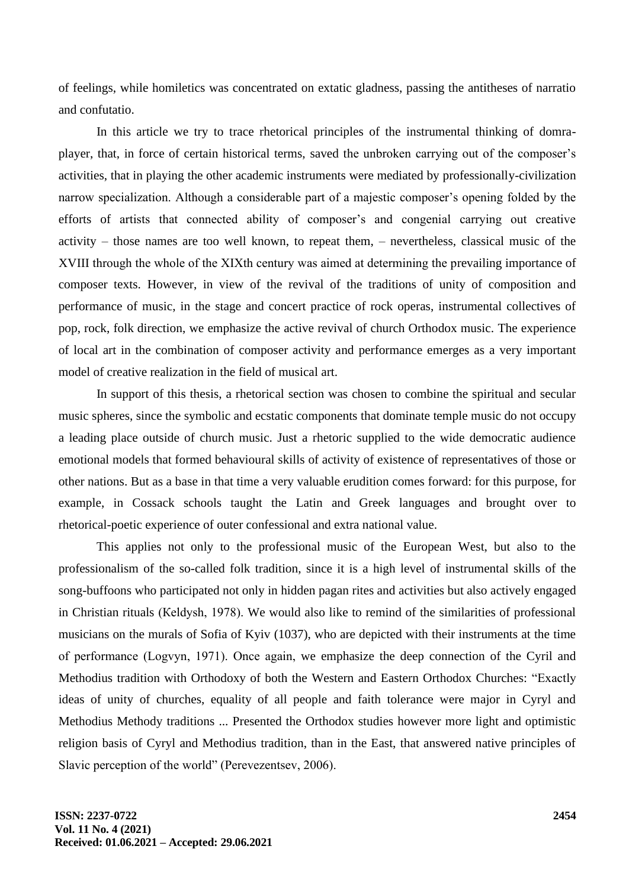of feelings, while homiletics was concentrated on extatic gladness, passing the antitheses of narratio and confutatio.

In this article we try to trace rhetorical principles of the instrumental thinking of domra-player, that, in force of certain historical terms, saved the unbroken carrying out of the composer's activities, that in playing the other academic instruments were mediated by professionally-civilization narrow specialization. Although a considerable part of a majestic composer's opening folded by the efforts of artists that connected ability of composer's and congenial carrying out creative activity – those names are too well known, to repeat them, – nevertheless, classical music of the XVIII through the whole of the XIXth century was aimed at determining the prevailing importance of composer texts. However, in view of the revival of the traditions of unity of composition and performance of music, in the stage and concert practice of rock operas, instrumental collectives of pop, rock, folk direction, we emphasize the active revival of church Orthodox music. The experience of local art in the combination of composer activity and performance emerges as a very important model of creative realization in the field of musical art.

In support of this thesis, a rhetorical section was chosen to combine the spiritual and secular music spheres, since the symbolic and ecstatic components that dominate temple music do not occupy a leading place outside of church music. Just a rhetoric supplied to the wide democratic audience emotional models that formed behavioural skills of activity of existence of representatives of those or other nations. But as a base in that time a very valuable erudition comes forward: for this purpose, for example, in Cossack schools taught the Latin and Greek languages and brought over to rhetorical-poetic experience of outer confessional and extra national value.

This applies not only to the professional music of the European West, but also to the professionalism of the so-called folk tradition, since it is a high level of instrumental skills of the song-buffoons who participated not only in hidden pagan rites and activities but also actively engaged in Christian rituals (Keldysh, 1978). We would also like to remind of the similarities of professional musicians on the murals of Sofia of Kyiv (1037), who are depicted with their instruments at the time of performance (Logvyn, 1971). Once again, we emphasize the deep connection of the Cyril and Methodius tradition with Orthodoxy of both the Western and Eastern Orthodox Churches: "Exactly ideas of unity of churches, equality of all people and faith tolerance were major in Cyryl and Methodius Methody traditions ... Presented the Orthodox studies however more light and optimistic religion basis of Cyryl and Methodius tradition, than in the East, that answered native principles of Slavic perception of the world" (Perevezentsev, 2006).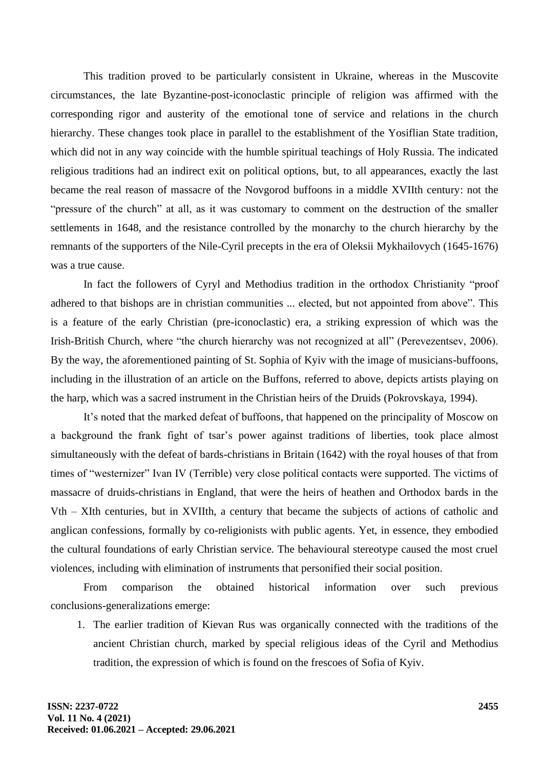This tradition proved to be particularly consistent in Ukraine, whereas in the Muscovite circumstances, the late Byzantine-post-iconoclastic principle of religion was affirmed with the corresponding rigor and austerity of the emotional tone of service and relations in the church hierarchy. These changes took place in parallel to the establishment of the Yosiflian State tradition, which did not in any way coincide with the humble spiritual teachings of Holy Russia. The indicated religious traditions had an indirect exit on political options, but, to all appearances, exactly the last became the real reason of massacre of the Novgorod buffoons in a middle XVIIth century: not the "pressure of the church" at all, as it was customary to comment on the destruction of the smaller settlements in 1648, and the resistance controlled by the monarchy to the church hierarchy by the remnants of the supporters of the Nile-Cyril precepts in the era of Oleksii Mykhailovych (1645-1676) was a true cause.

In fact the followers of Cyryl and Methodius tradition in the orthodox Christianity "proof adhered to that bishops are in christian communities ... elected, but not appointed from above". This is a feature of the early Christian (pre-iconoclastic) era, a striking expression of which was the Irish-British Church, where "the church hierarchy was not recognized at all" (Perevezentsev, 2006). By the way, the aforementioned painting of St. Sophia of Kyiv with the image of musicians-buffoons, including in the illustration of an article on the Buffons, referred to above, depicts artists playing on the harp, which was a sacred instrument in the Christian heirs of the Druids (Pokrovskaya, 1994).

It's noted that the marked defeat of buffoons, that happened on the principality of Moscow on a background the frank fight of tsar's power against traditions of liberties, took place almost simultaneously with the defeat of bards-christians in Britain (1642) with the royal houses of that from times of "westernizer" Ivan IV (Terrible) very close political contacts were supported. The victims of massacre of druids-christians in England, that were the heirs of heathen and Orthodox bards in the Vth – XIth centuries, but in XVIIth, a century that became the subjects of actions of catholic and anglican confessions, formally by co-religionists with public agents. Yet, in essence, they embodied the cultural foundations of early Christian service. The behavioural stereotype caused the most cruel violences, including with elimination of instruments that personified their social position.

From comparison the obtained historical information over such previous conclusions-generalizations emerge:

1. The earlier tradition of Kievan Rus was organically connected with the traditions of the ancient Christian church, marked by special religious ideas of the Cyril and Methodius tradition, the expression of which is found on the frescoes of Sofia of Kyiv.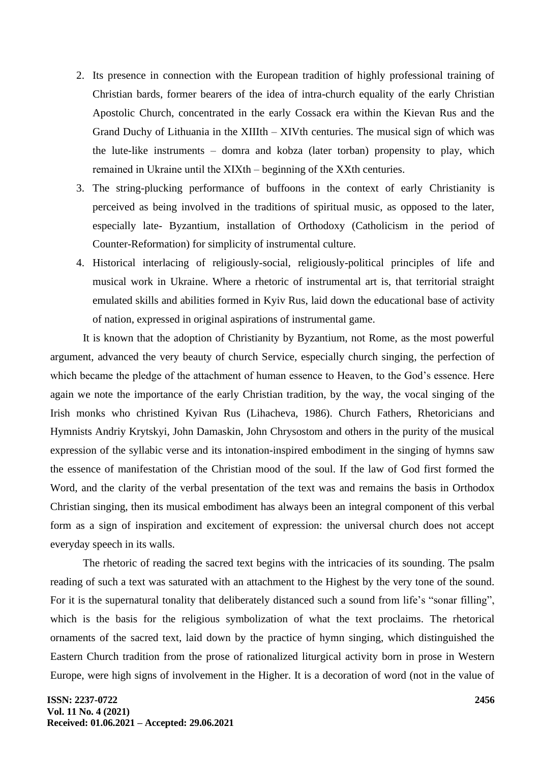2. Its presence in connection with the European tradition of highly professional training of Christian bards, former bearers of the idea of intra-church equality of the early Christian Apostolic Church, concentrated in the early Cossack era within the Kievan Rus and the Grand Duchy of Lithuania in the XIIIth – XIVth centuries. The musical sign of which was the lute-like instruments – domra and kobza (later torban) propensity to play, which remained in Ukraine until the XIXth – beginning of the XXth centuries.
3. The string-plucking performance of buffoons in the context of early Christianity is perceived as being involved in the traditions of spiritual music, as opposed to the later, especially late- Byzantium, installation of Orthodoxy (Catholicism in the period of Counter-Reformation) for simplicity of instrumental culture.
4. Historical interlacing of religiously-social, religiously-political principles of life and musical work in Ukraine. Where a rhetoric of instrumental art is, that territorial straight emulated skills and abilities formed in Kyiv Rus, laid down the educational base of activity of nation, expressed in original aspirations of instrumental game.

It is known that the adoption of Christianity by Byzantium, not Rome, as the most powerful argument, advanced the very beauty of church Service, especially church singing, the perfection of which became the pledge of the attachment of human essence to Heaven, to the God's essence. Here again we note the importance of the early Christian tradition, by the way, the vocal singing of the Irish monks who christined Kyivan Rus (Lihacheva, 1986). Church Fathers, Rhetoricians and Hymnists Andriy Krytskyi, John Damaskin, John Chrysostom and others in the purity of the musical expression of the syllabic verse and its intonation-inspired embodiment in the singing of hymns saw the essence of manifestation of the Christian mood of the soul. If the law of God first formed the Word, and the clarity of the verbal presentation of the text was and remains the basis in Orthodox Christian singing, then its musical embodiment has always been an integral component of this verbal form as a sign of inspiration and excitement of expression: the universal church does not accept everyday speech in its walls.

The rhetoric of reading the sacred text begins with the intricacies of its sounding. The psalm reading of such a text was saturated with an attachment to the Highest by the very tone of the sound. For it is the supernatural tonality that deliberately distanced such a sound from life's "sonar filling", which is the basis for the religious symbolization of what the text proclaims. The rhetorical ornaments of the sacred text, laid down by the practice of hymn singing, which distinguished the Eastern Church tradition from the prose of rationalized liturgical activity born in prose in Western Europe, were high signs of involvement in the Higher. It is a decoration of word (not in the value of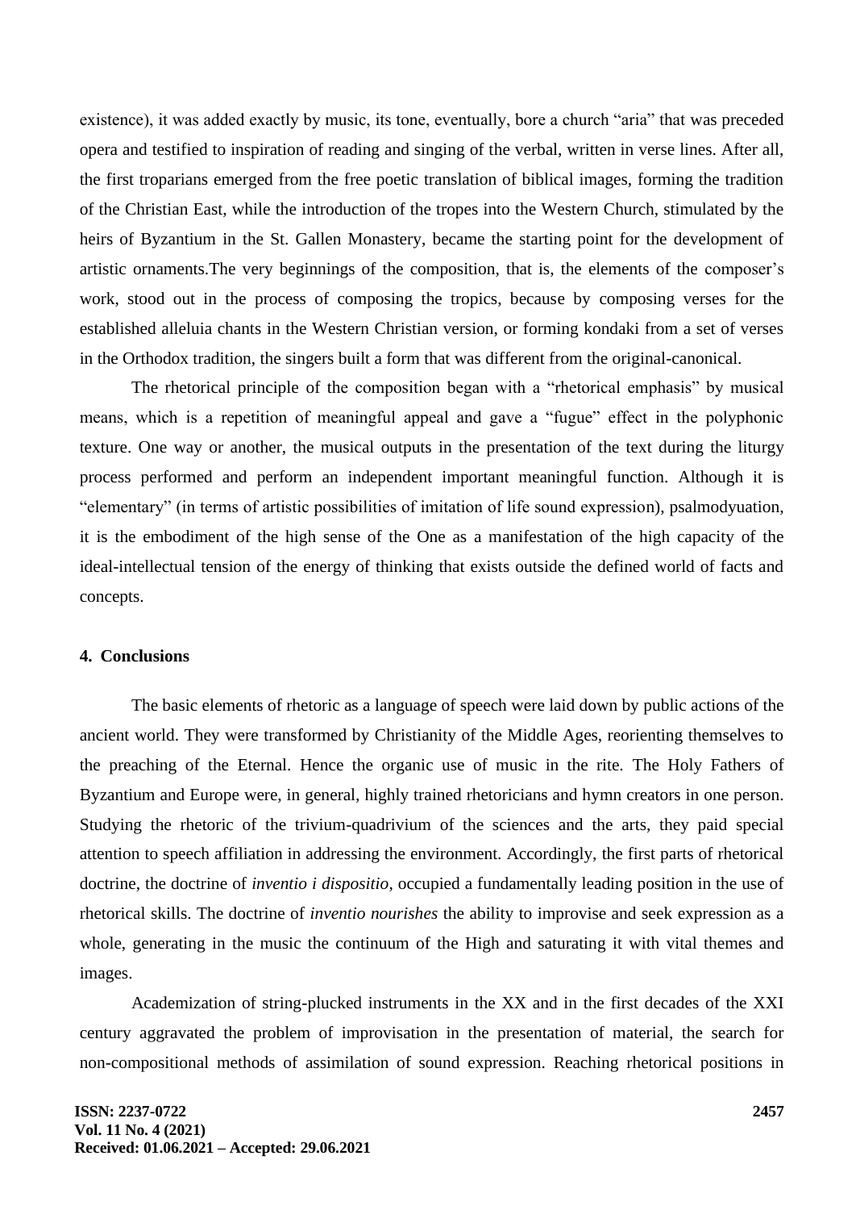existence), it was added exactly by music, its tone, eventually, bore a church "aria" that was preceded opera and testified to inspiration of reading and singing of the verbal, written in verse lines. After all, the first troparians emerged from the free poetic translation of biblical images, forming the tradition of the Christian East, while the introduction of the tropes into the Western Church, stimulated by the heirs of Byzantium in the St. Gallen Monastery, became the starting point for the development of artistic ornaments.The very beginnings of the composition, that is, the elements of the composer's work, stood out in the process of composing the tropics, because by composing verses for the established alleluia chants in the Western Christian version, or forming kondaki from a set of verses in the Orthodox tradition, the singers built a form that was different from the original-canonical.

The rhetorical principle of the composition began with a "rhetorical emphasis" by musical means, which is a repetition of meaningful appeal and gave a "fugue" effect in the polyphonic texture. One way or another, the musical outputs in the presentation of the text during the liturgy process performed and perform an independent important meaningful function. Although it is "elementary" (in terms of artistic possibilities of imitation of life sound expression), psalmodyuation, it is the embodiment of the high sense of the One as a manifestation of the high capacity of the ideal-intellectual tension of the energy of thinking that exists outside the defined world of facts and concepts.

## 4. Conclusions

The basic elements of rhetoric as a language of speech were laid down by public actions of the ancient world. They were transformed by Christianity of the Middle Ages, reorienting themselves to the preaching of the Eternal. Hence the organic use of music in the rite. The Holy Fathers of Byzantium and Europe were, in general, highly trained rhetoricians and hymn creators in one person. Studying the rhetoric of the trivium-quadrivium of the sciences and the arts, they paid special attention to speech affiliation in addressing the environment. Accordingly, the first parts of rhetorical doctrine, the doctrine of *inventio i dispositio*, occupied a fundamentally leading position in the use of rhetorical skills. The doctrine of *inventio nourishes* the ability to improvise and seek expression as a whole, generating in the music the continuum of the High and saturating it with vital themes and images.

Academization of string-plucked instruments in the XX and in the first decades of the XXI century aggravated the problem of improvisation in the presentation of material, the search for non-compositional methods of assimilation of sound expression. Reaching rhetorical positions in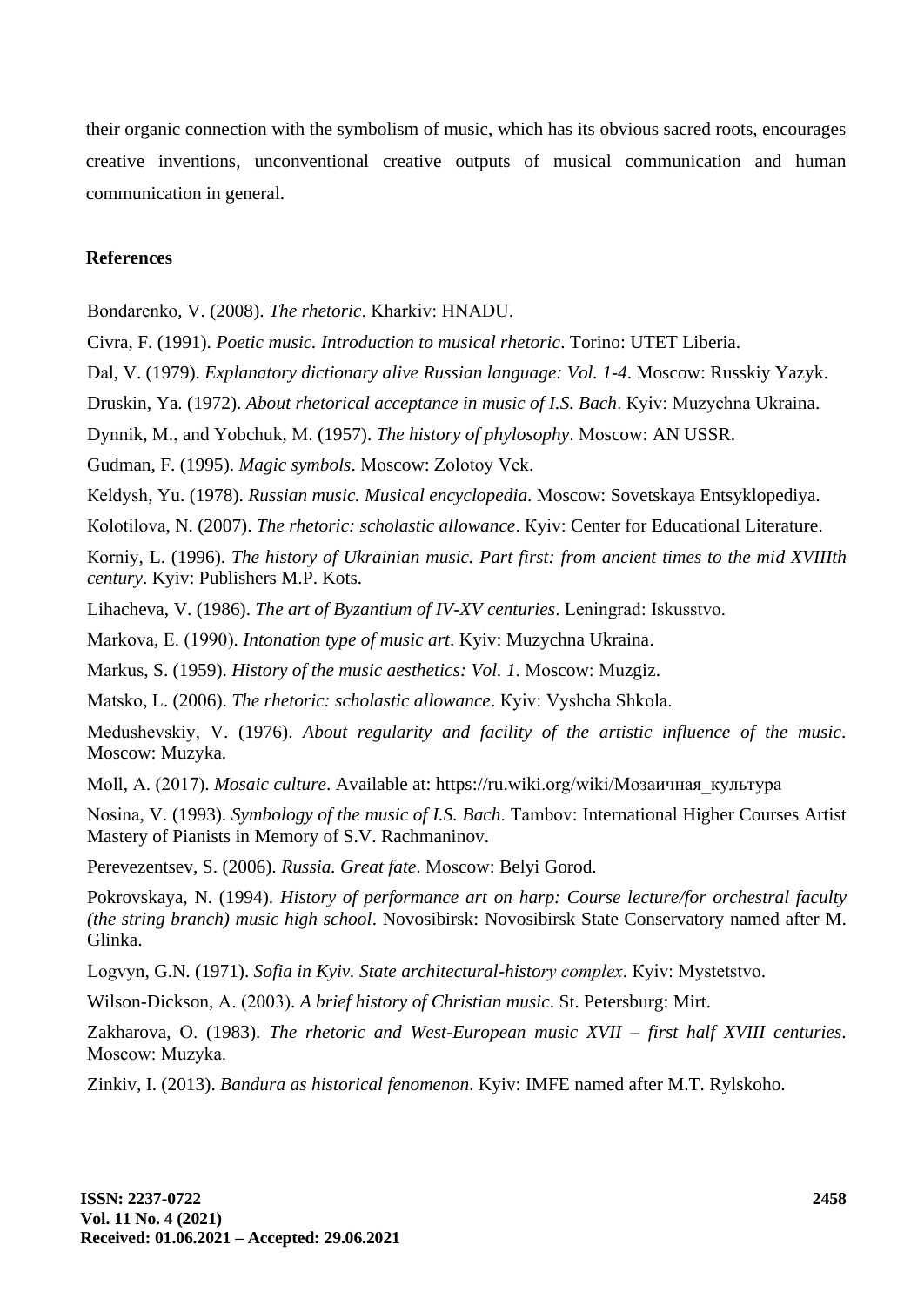their organic connection with the symbolism of music, which has its obvious sacred roots, encourages creative inventions, unconventional creative outputs of musical communication and human communication in general.

## References

Bondarenko, V. (2008). *The rhetoric*. Kharkiv: HNADU.

Civra, F. (1991). *Poetic music. Introduction to musical rhetoric*. Torino: UTET Liberia.

Dal, V. (1979). *Explanatory dictionary alive Russian language: Vol. 1-4*. Moscow: Russkiy Yazyk.

Druskin, Ya. (1972). *About rhetorical acceptance in music of I.S. Bach*. Kyiv: Muzychna Ukraina.

Dynnik, M., and Yobchuk, M. (1957). *The history of phylosophy*. Moscow: AN USSR.

Gudman, F. (1995). *Magic symbols*. Moscow: Zolotoy Vek.

Keldysh, Yu. (1978). *Russian music. Musical encyclopedia*. Moscow: Sovetskaya Entsyklopediya.

Kolotilova, N. (2007). *The rhetoric: scholastic allowance*. Kyiv: Center for Educational Literature.

Korniy, L. (1996). *The history of Ukrainian music. Part first: from ancient times to the mid XVIIIth century*. Kyiv: Publishers M.P. Kots.

Lihacheva, V. (1986). *The art of Byzantium of IV-XV centuries*. Leningrad: Iskusstvo.

Markova, E. (1990). *Intonation type of music art*. Kyiv: Muzychna Ukraina.

Markus, S. (1959). *History of the music aesthetics: Vol. 1*. Moscow: Muzgiz.

Matsko, L. (2006). *The rhetoric: scholastic allowance*. Kyiv: Vyshcha Shkola.

Medushevskiy, V. (1976). *About regularity and facility of the artistic influence of the music*. Moscow: Muzyka.

Moll, A. (2017). *Mosaic culture*. Available at: https://ru.wiki.org/wiki/Мозаичная_культура

Nosina, V. (1993). *Symbology of the music of I.S. Bach*. Tambov: International Higher Courses Artist Mastery of Pianists in Memory of S.V. Rachmaninov.

Perevezentsev, S. (2006). *Russia. Great fate*. Moscow: Belyi Gorod.

Pokrovskaya, N. (1994). *History of performance art on harp: Course lecture/for orchestral faculty (the string branch) music high school*. Novosibirsk: Novosibirsk State Conservatory named after M. Glinka.

Logvyn, G.N. (1971). *Sofia in Kyiv. State architectural-history complex*. Kyiv: Mystetstvo.

Wilson-Dickson, A. (2003). *A brief history of Christian music*. St. Petersburg: Mirt.

Zakharova, O. (1983). *The rhetoric and West-European music XVII – first half XVIII centuries*. Moscow: Muzyka.

Zinkiv, I. (2013). *Bandura as historical fenomenon*. Kyiv: IMFE named after M.T. Rylskoho.